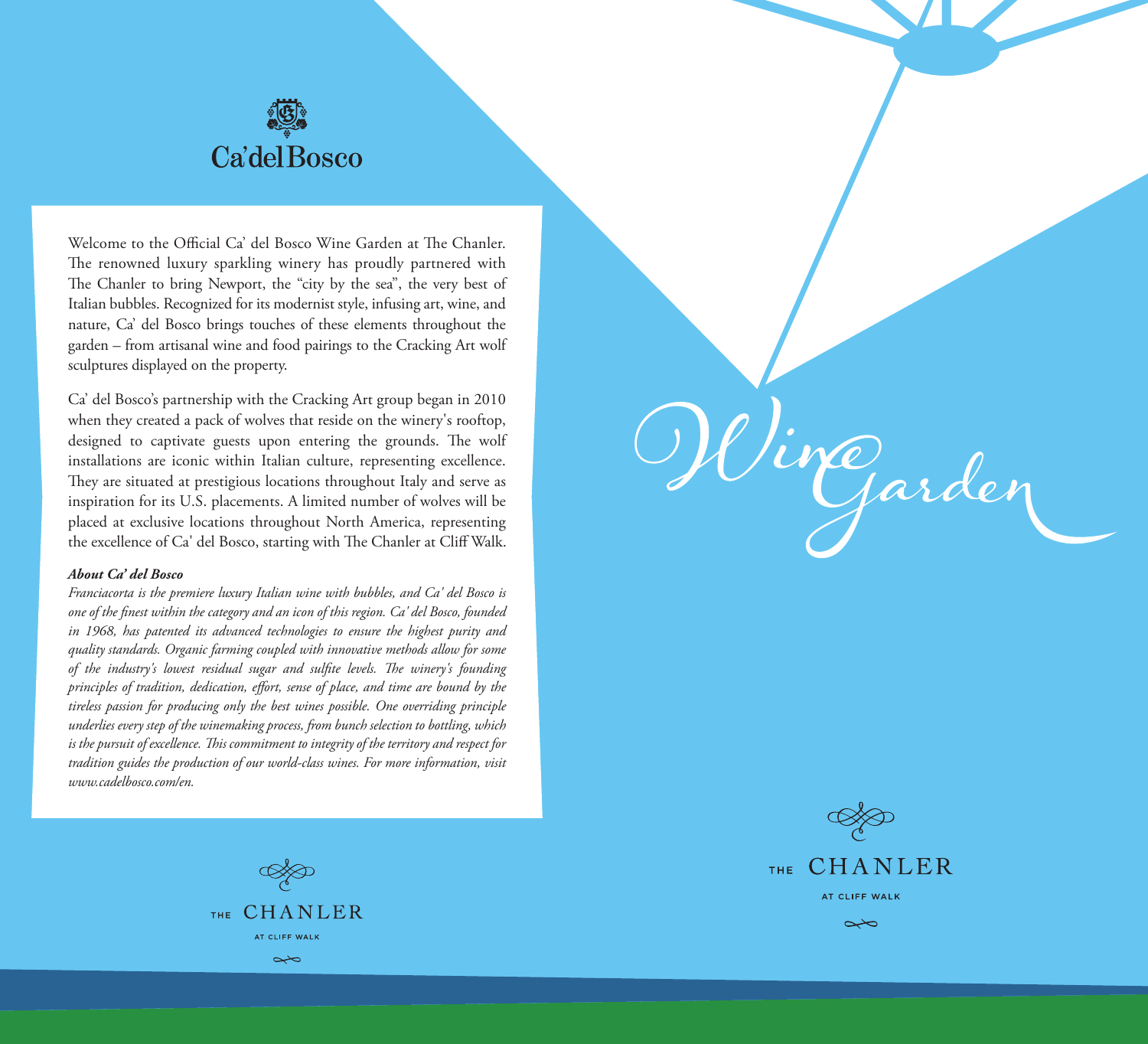# Ca'del Bosco

Welcome to the Official Ca' del Bosco Wine Garden at The Chanler. The renowned luxury sparkling winery has proudly partnered with The Chanler to bring Newport, the "city by the sea", the very best of Italian bubbles. Recognized for its modernist style, infusing art, wine, and nature, Ca' del Bosco brings touches of these elements throughout the garden – from artisanal wine and food pairings to the Cracking Art wolf sculptures displayed on the property.

Ca' del Bosco's partnership with the Cracking Art group began in 2010 when they created a pack of wolves that reside on the winery's rooftop, designed to captivate guests upon entering the grounds. The wolf installations are iconic within Italian culture, representing excellence. They are situated at prestigious locations throughout Italy and serve as inspiration for its U.S. placements. A limited number of wolves will be placed at exclusive locations throughout North America, representing the excellence of Ca' del Bosco, starting with The Chanler at Cliff Walk.

***About Ca' del Bosco***

*Franciacorta is the premiere luxury Italian wine with bubbles, and Ca' del Bosco is one of the finest within the category and an icon of this region. Ca' del Bosco, founded in 1968, has patented its advanced technologies to ensure the highest purity and quality standards. Organic farming coupled with innovative methods allow for some of the industry's lowest residual sugar and sulfite levels. The winery's founding principles of tradition, dedication, effort, sense of place, and time are bound by the tireless passion for producing only the best wines possible. One overriding principle underlies every step of the winemaking process, from bunch selection to bottling, which is the pursuit of excellence. This commitment to integrity of the territory and respect for tradition guides the production of our world-class wines. For more information, visit www.cadelbosco.com/en.*

THE CHANLER
AT CLIFF WALK

# Wine Garden

THE CHANLER
AT CLIFF WALK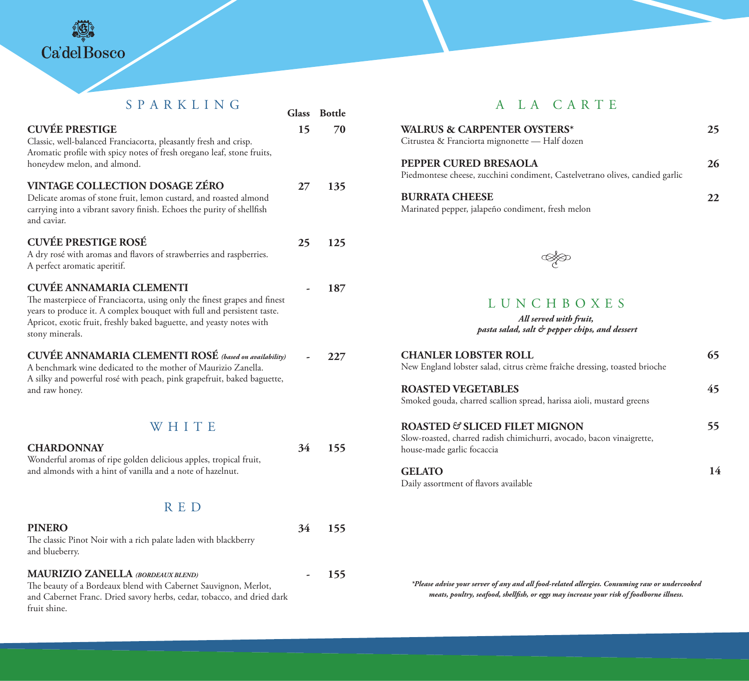Ca'del Bosco

## SPARKLING

| | Glass | Bottle |
|---|---|---|
| **CUVÉE PRESTIGE**<br>Classic, well-balanced Franciacorta, pleasantly fresh and crisp. Aromatic profile with spicy notes of fresh oregano leaf, stone fruits, honeydew melon, and almond. | 15 | 70 |
| **VINTAGE COLLECTION DOSAGE ZÉRO**<br>Delicate aromas of stone fruit, lemon custard, and roasted almond carrying into a vibrant savory finish. Echoes the purity of shellfish and caviar. | 27 | 135 |
| **CUVÉE PRESTIGE ROSÉ**<br>A dry rosé with aromas and flavors of strawberries and raspberries. A perfect aromatic aperitif. | 25 | 125 |
| **CUVÉE ANNAMARIA CLEMENTI**<br>The masterpiece of Franciacorta, using only the finest grapes and finest years to produce it. A complex bouquet with full and persistent taste. Apricot, exotic fruit, freshly baked baguette, and yeasty notes with stony minerals. | - | 187 |
| **CUVÉE ANNAMARIA CLEMENTI ROSÉ** *(based on availability)*<br>A benchmark wine dedicated to the mother of Maurizio Zanella. A silky and powerful rosé with peach, pink grapefruit, baked baguette, and raw honey. | - | 227 |

## WHITE

| | Glass | Bottle |
|---|---|---|
| **CHARDONNAY**<br>Wonderful aromas of ripe golden delicious apples, tropical fruit, and almonds with a hint of vanilla and a note of hazelnut. | 34 | 155 |

## RED

| | Glass | Bottle |
|---|---|---|
| **PINERO**<br>The classic Pinot Noir with a rich palate laden with blackberry and blueberry. | 34 | 155 |
| **MAURIZIO ZANELLA** *(BORDEAUX BLEND)*<br>The beauty of a Bordeaux blend with Cabernet Sauvignon, Merlot, and Cabernet Franc. Dried savory herbs, cedar, tobacco, and dried dark fruit shine. | - | 155 |

## A LA CARTE

**WALRUS & CARPENTER OYSTERS*** — 25
Citrustea & Franciorta mignonette — Half dozen

**PEPPER CURED BRESAOLA** — 26
Piedmontese cheese, zucchini condiment, Castelvetrano olives, candied garlic

**BURRATA CHEESE** — 22
Marinated pepper, jalapeño condiment, fresh melon

## LUNCHBOXES

***All served with fruit, pasta salad, salt & pepper chips, and dessert***

**CHANLER LOBSTER ROLL** — 65
New England lobster salad, citrus crème fraîche dressing, toasted brioche

**ROASTED VEGETABLES** — 45
Smoked gouda, charred scallion spread, harissa aioli, mustard greens

**ROASTED & SLICED FILET MIGNON** — 55
Slow-roasted, charred radish chimichurri, avocado, bacon vinaigrette, house-made garlic focaccia

**GELATO** — 14
Daily assortment of flavors available

****Please advise your server of any and all food-related allergies. Consuming raw or undercooked meats, poultry, seafood, shellfish, or eggs may increase your risk of foodborne illness.***